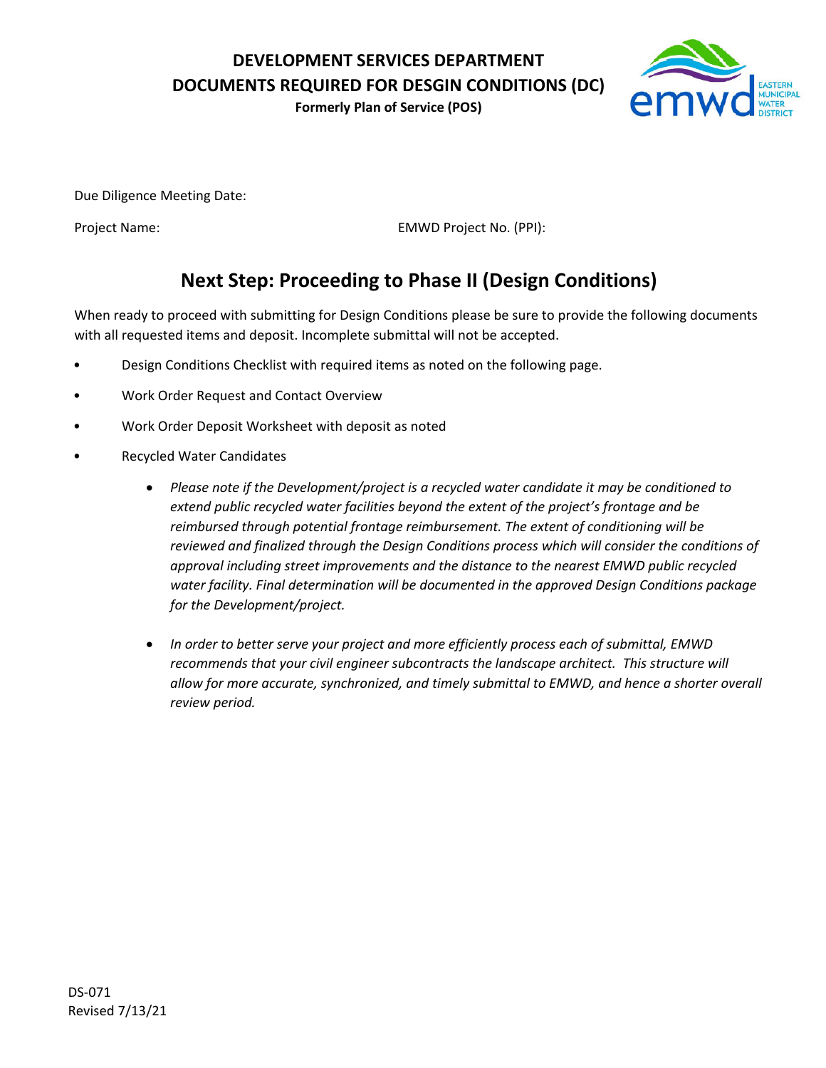# DEVELOPMENT SERVICES DEPARTMENT
# DOCUMENTS REQUIRED FOR DESGIN CONDITIONS (DC)

**Formerly Plan of Service (POS)**

Due Diligence Meeting Date:

Project Name: EMWD Project No. (PPI):

## Next Step: Proceeding to Phase II (Design Conditions)

When ready to proceed with submitting for Design Conditions please be sure to provide the following documents with all requested items and deposit. Incomplete submittal will not be accepted.

- Design Conditions Checklist with required items as noted on the following page.
- Work Order Request and Contact Overview
- Work Order Deposit Worksheet with deposit as noted
- Recycled Water Candidates
  - *Please note if the Development/project is a recycled water candidate it may be conditioned to extend public recycled water facilities beyond the extent of the project's frontage and be reimbursed through potential frontage reimbursement. The extent of conditioning will be reviewed and finalized through the Design Conditions process which will consider the conditions of approval including street improvements and the distance to the nearest EMWD public recycled water facility. Final determination will be documented in the approved Design Conditions package for the Development/project.*
  - *In order to better serve your project and more efficiently process each of submittal, EMWD recommends that your civil engineer subcontracts the landscape architect. This structure will allow for more accurate, synchronized, and timely submittal to EMWD, and hence a shorter overall review period.*

DS-071
Revised 7/13/21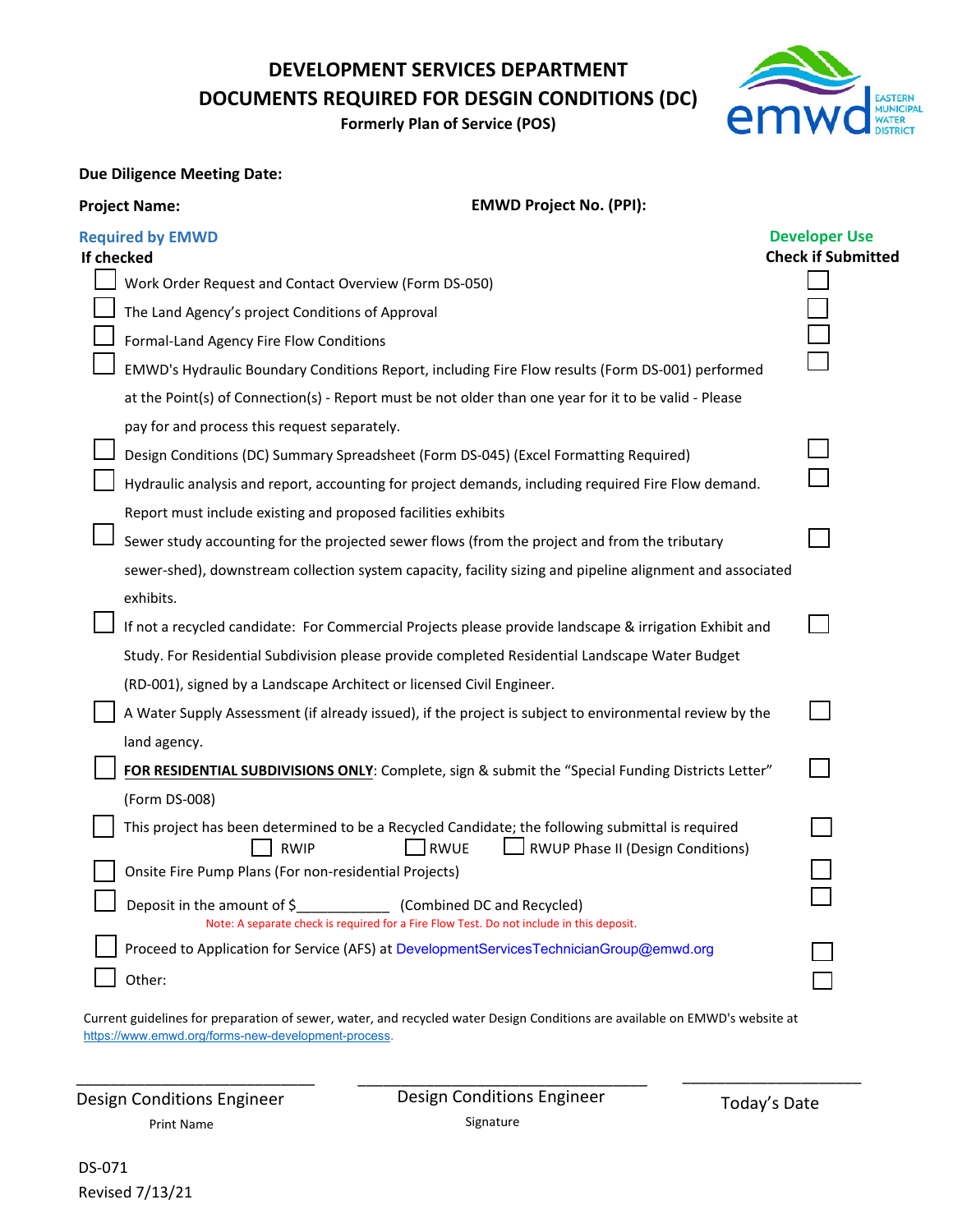# DEVELOPMENT SERVICES DEPARTMENT

# DOCUMENTS REQUIRED FOR DESGIN CONDITIONS (DC)

**Formerly Plan of Service (POS)**

**Due Diligence Meeting Date:**

**Project Name:** **EMWD Project No. (PPI):**

| **Required by EMWD** If checked | | **Developer Use** Check if Submitted |
|---|---|---|
| ☐ | Work Order Request and Contact Overview (Form DS-050) | ☐ |
| ☐ | The Land Agency's project Conditions of Approval | ☐ |
| ☐ | Formal-Land Agency Fire Flow Conditions | ☐ |
| ☐ | EMWD's Hydraulic Boundary Conditions Report, including Fire Flow results (Form DS-001) performed at the Point(s) of Connection(s) - Report must be not older than one year for it to be valid - Please pay for and process this request separately. | ☐ |
| ☐ | Design Conditions (DC) Summary Spreadsheet (Form DS-045) (Excel Formatting Required) | ☐ |
| ☐ | Hydraulic analysis and report, accounting for project demands, including required Fire Flow demand. Report must include existing and proposed facilities exhibits | ☐ |
| ☐ | Sewer study accounting for the projected sewer flows (from the project and from the tributary sewer-shed), downstream collection system capacity, facility sizing and pipeline alignment and associated exhibits. | ☐ |
| ☐ | If not a recycled candidate: For Commercial Projects please provide landscape & irrigation Exhibit and Study. For Residential Subdivision please provide completed Residential Landscape Water Budget (RD-001), signed by a Landscape Architect or licensed Civil Engineer. | ☐ |
| ☐ | A Water Supply Assessment (if already issued), if the project is subject to environmental review by the land agency. | ☐ |
| ☐ | **FOR RESIDENTIAL SUBDIVISIONS ONLY**: Complete, sign & submit the "Special Funding Districts Letter" (Form DS-008) | ☐ |
| ☐ | This project has been determined to be a Recycled Candidate; the following submittal is required ☐ RWIP ☐ RWUE ☐ RWUP Phase II (Design Conditions) | ☐ |
| ☐ | Onsite Fire Pump Plans (For non-residential Projects) | ☐ |
| ☐ | Deposit in the amount of $____________ (Combined DC and Recycled) Note: A separate check is required for a Fire Flow Test. Do not include in this deposit. | ☐ |
| ☐ | Proceed to Application for Service (AFS) at DevelopmentServicesTechnicianGroup@emwd.org | ☐ |
| ☐ | Other: | ☐ |

Current guidelines for preparation of sewer, water, and recycled water Design Conditions are available on EMWD's website at https://www.emwd.org/forms-new-development-process.

| ____________________________ | ____________________________ | ______________________ |
|---|---|---|
| Design Conditions Engineer<br>Print Name | Design Conditions Engineer<br>Signature | Today's Date |

DS-071
Revised 7/13/21